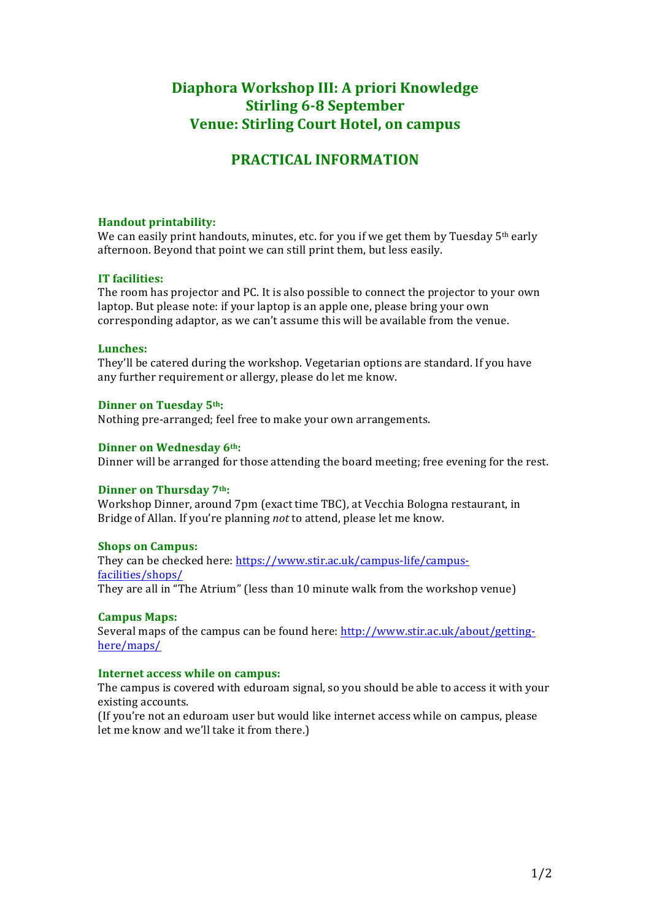# Diaphora Workshop III: A priori Knowledge
# Stirling 6-8 September
# Venue: Stirling Court Hotel, on campus

## PRACTICAL INFORMATION

### Handout printability:

We can easily print handouts, minutes, etc. for you if we get them by Tuesday 5th early afternoon. Beyond that point we can still print them, but less easily.

### IT facilities:

The room has projector and PC. It is also possible to connect the projector to your own laptop. But please note: if your laptop is an apple one, please bring your own corresponding adaptor, as we can't assume this will be available from the venue.

### Lunches:

They'll be catered during the workshop. Vegetarian options are standard. If you have any further requirement or allergy, please do let me know.

### Dinner on Tuesday 5th:

Nothing pre-arranged; feel free to make your own arrangements.

### Dinner on Wednesday 6th:

Dinner will be arranged for those attending the board meeting; free evening for the rest.

### Dinner on Thursday 7th:

Workshop Dinner, around 7pm (exact time TBC), at Vecchia Bologna restaurant, in Bridge of Allan. If you're planning *not* to attend, please let me know.

### Shops on Campus:

They can be checked here: [https://www.stir.ac.uk/campus-life/campus-facilities/shops/](https://www.stir.ac.uk/campus-life/campus-facilities/shops/)
They are all in "The Atrium" (less than 10 minute walk from the workshop venue)

### Campus Maps:

Several maps of the campus can be found here: [http://www.stir.ac.uk/about/getting-here/maps/](http://www.stir.ac.uk/about/getting-here/maps/)

### Internet access while on campus:

The campus is covered with eduroam signal, so you should be able to access it with your existing accounts.
(If you're not an eduroam user but would like internet access while on campus, please let me know and we'll take it from there.)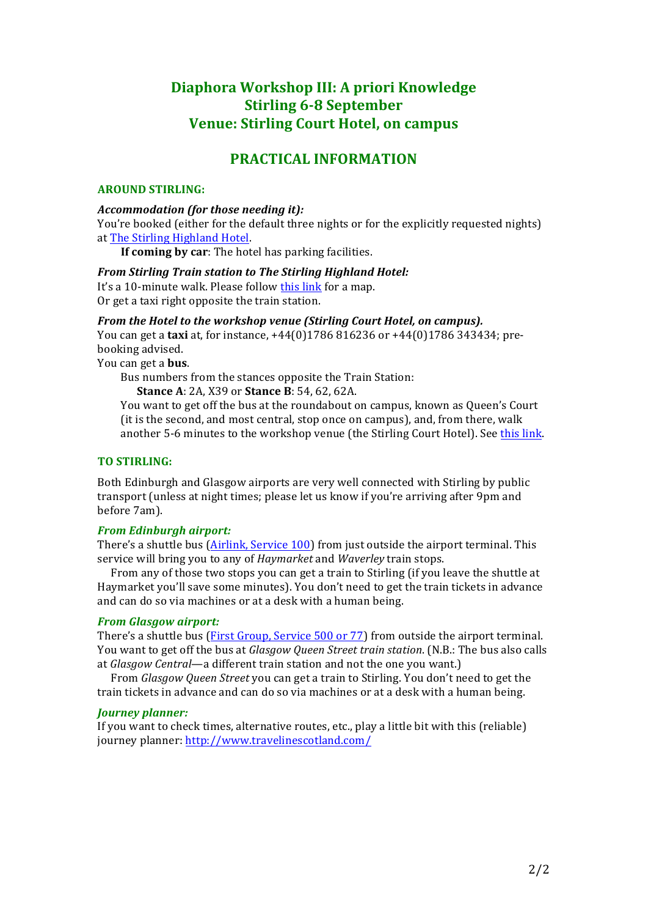# Diaphora Workshop III: A priori Knowledge
# Stirling 6-8 September
# Venue: Stirling Court Hotel, on campus

## PRACTICAL INFORMATION

### AROUND STIRLING:

***Accommodation (for those needing it):***

You're booked (either for the default three nights or for the explicitly requested nights) at [The Stirling Highland Hotel].

**If coming by car**: The hotel has parking facilities.

***From Stirling Train station to The Stirling Highland Hotel:***

It's a 10-minute walk. Please follow [this link] for a map.
Or get a taxi right opposite the train station.

***From the Hotel to the workshop venue (Stirling Court Hotel, on campus).***

You can get a **taxi** at, for instance, +44(0)1786 816236 or +44(0)1786 343434; pre-booking advised.

You can get a **bus**.

Bus numbers from the stances opposite the Train Station:

**Stance A**: 2A, X39 or **Stance B**: 54, 62, 62A.

You want to get off the bus at the roundabout on campus, known as Queen's Court (it is the second, and most central, stop once on campus), and, from there, walk another 5-6 minutes to the workshop venue (the Stirling Court Hotel). See [this link].

### TO STIRLING:

Both Edinburgh and Glasgow airports are very well connected with Stirling by public transport (unless at night times; please let us know if you're arriving after 9pm and before 7am).

***From Edinburgh airport:***

There's a shuttle bus ([Airlink, Service 100]) from just outside the airport terminal. This service will bring you to any of *Haymarket* and *Waverley* train stops.

From any of those two stops you can get a train to Stirling (if you leave the shuttle at Haymarket you'll save some minutes). You don't need to get the train tickets in advance and can do so via machines or at a desk with a human being.

***From Glasgow airport:***

There's a shuttle bus ([First Group, Service 500 or 77]) from outside the airport terminal. You want to get off the bus at *Glasgow Queen Street train station*. (N.B.: The bus also calls at *Glasgow Central*—a different train station and not the one you want.)

From *Glasgow Queen Street* you can get a train to Stirling. You don't need to get the train tickets in advance and can do so via machines or at a desk with a human being.

***Journey planner:***

If you want to check times, alternative routes, etc., play a little bit with this (reliable) journey planner: http://www.travelinescotland.com/